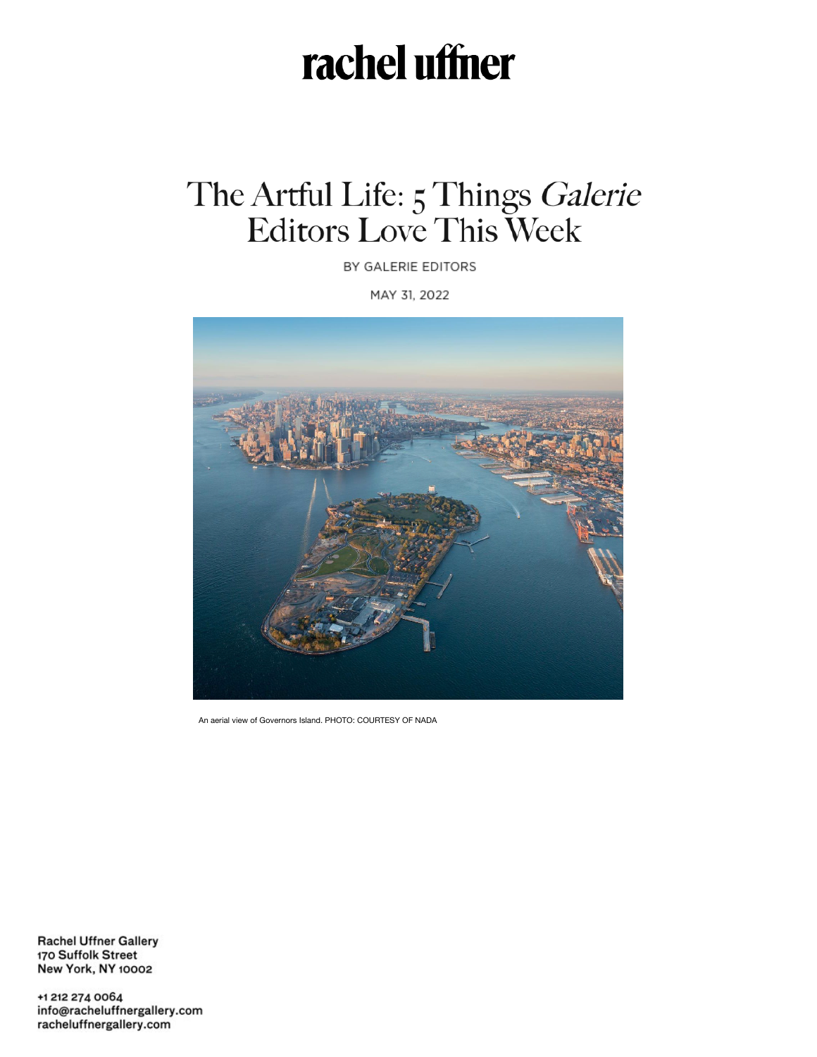rachel uffner

# The Artful Life: 5 Things *Galerie* Editors Love This Week

BY GALERIE EDITORS

MAY 31, 2022

An aerial view of Governors Island. PHOTO: COURTESY OF NADA

Rachel Uffner Gallery
170 Suffolk Street
New York, NY 10002

+1 212 274 0064
info@racheluffnergallery.com
racheluffnergallery.com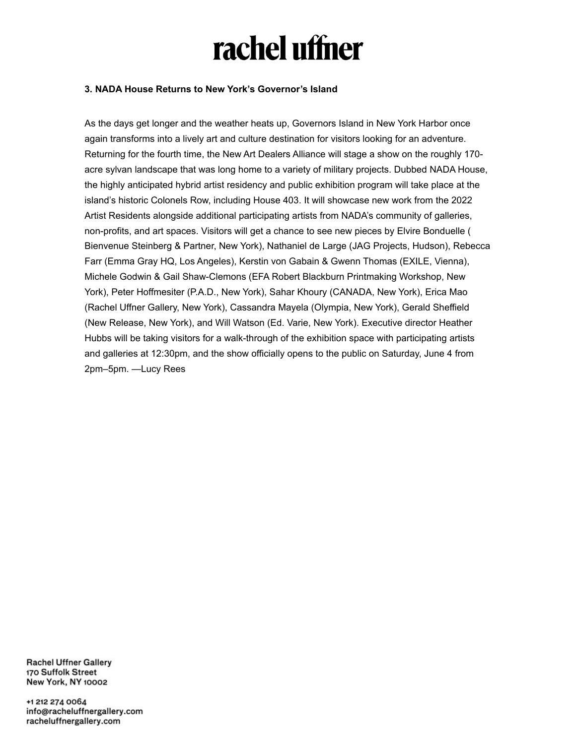**3. NADA House Returns to New York's Governor's Island**

As the days get longer and the weather heats up, Governors Island in New York Harbor once again transforms into a lively art and culture destination for visitors looking for an adventure. Returning for the fourth time, the New Art Dealers Alliance will stage a show on the roughly 170-acre sylvan landscape that was long home to a variety of military projects. Dubbed NADA House, the highly anticipated hybrid artist residency and public exhibition program will take place at the island's historic Colonels Row, including House 403. It will showcase new work from the 2022 Artist Residents alongside additional participating artists from NADA's community of galleries, non-profits, and art spaces. Visitors will get a chance to see new pieces by Elvire Bonduelle ( Bienvenue Steinberg & Partner, New York), Nathaniel de Large (JAG Projects, Hudson), Rebecca Farr (Emma Gray HQ, Los Angeles), Kerstin von Gabain & Gwenn Thomas (EXILE, Vienna), Michele Godwin & Gail Shaw-Clemons (EFA Robert Blackburn Printmaking Workshop, New York), Peter Hoffmesiter (P.A.D., New York), Sahar Khoury (CANADA, New York), Erica Mao (Rachel Uffner Gallery, New York), Cassandra Mayela (Olympia, New York), Gerald Sheffield (New Release, New York), and Will Watson (Ed. Varie, New York). Executive director Heather Hubbs will be taking visitors for a walk-through of the exhibition space with participating artists and galleries at 12:30pm, and the show officially opens to the public on Saturday, June 4 from 2pm–5pm. —Lucy Rees